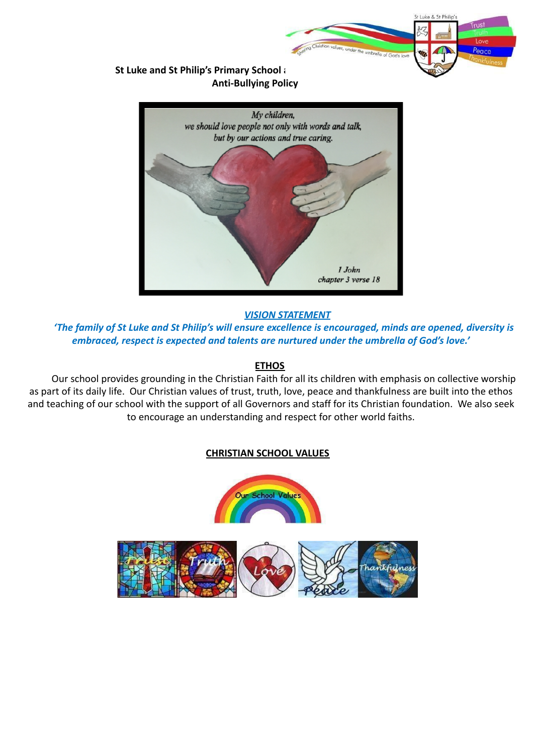**St Luke and St Philip's Primary School**

**Anti-Bullying Policy**

## *VISION STATEMENT*

***'The family of St Luke and St Philip's will ensure excellence is encouraged, minds are opened, diversity is embraced, respect is expected and talents are nurtured under the umbrella of God's love.'***

## ETHOS

Our school provides grounding in the Christian Faith for all its children with emphasis on collective worship as part of its daily life. Our Christian values of trust, truth, love, peace and thankfulness are built into the ethos and teaching of our school with the support of all Governors and staff for its Christian foundation. We also seek to encourage an understanding and respect for other world faiths.

## CHRISTIAN SCHOOL VALUES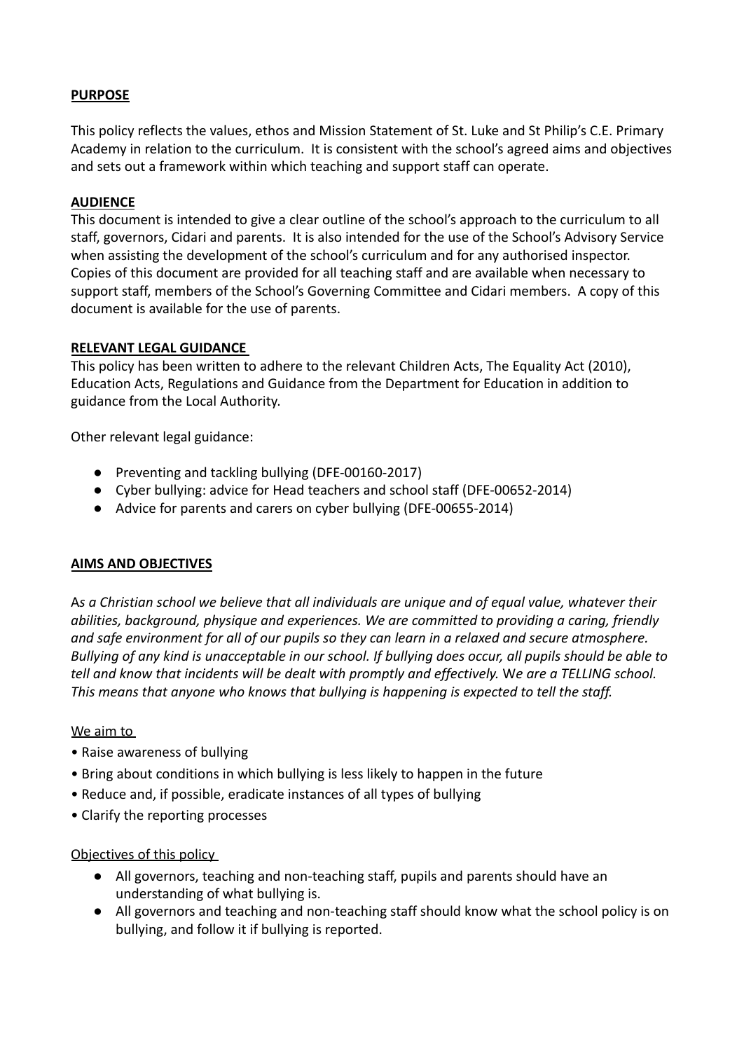**PURPOSE**

This policy reflects the values, ethos and Mission Statement of St. Luke and St Philip's C.E. Primary Academy in relation to the curriculum. It is consistent with the school's agreed aims and objectives and sets out a framework within which teaching and support staff can operate.

**AUDIENCE**

This document is intended to give a clear outline of the school's approach to the curriculum to all staff, governors, Cidari and parents. It is also intended for the use of the School's Advisory Service when assisting the development of the school's curriculum and for any authorised inspector. Copies of this document are provided for all teaching staff and are available when necessary to support staff, members of the School's Governing Committee and Cidari members. A copy of this document is available for the use of parents.

**RELEVANT LEGAL GUIDANCE**

This policy has been written to adhere to the relevant Children Acts, The Equality Act (2010), Education Acts, Regulations and Guidance from the Department for Education in addition to guidance from the Local Authority.

Other relevant legal guidance:

- Preventing and tackling bullying (DFE-00160-2017)
- Cyber bullying: advice for Head teachers and school staff (DFE-00652-2014)
- Advice for parents and carers on cyber bullying (DFE-00655-2014)

**AIMS AND OBJECTIVES**

A*s a Christian school we believe that all individuals are unique and of equal value, whatever their abilities, background, physique and experiences. We are committed to providing a caring, friendly and safe environment for all of our pupils so they can learn in a relaxed and secure atmosphere. Bullying of any kind is unacceptable in our school. If bullying does occur, all pupils should be able to tell and know that incidents will be dealt with promptly and effectively.* W*e are a TELLING school. This means that anyone who knows that bullying is happening is expected to tell the staff.*

We aim to

- Raise awareness of bullying
- Bring about conditions in which bullying is less likely to happen in the future
- Reduce and, if possible, eradicate instances of all types of bullying
- Clarify the reporting processes

Objectives of this policy

- All governors, teaching and non-teaching staff, pupils and parents should have an understanding of what bullying is.
- All governors and teaching and non-teaching staff should know what the school policy is on bullying, and follow it if bullying is reported.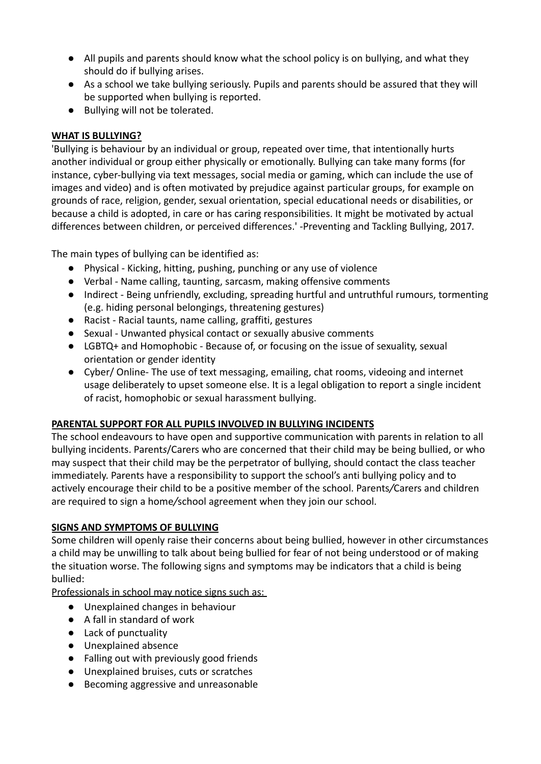- All pupils and parents should know what the school policy is on bullying, and what they should do if bullying arises.
- As a school we take bullying seriously. Pupils and parents should be assured that they will be supported when bullying is reported.
- Bullying will not be tolerated.

## WHAT IS BULLYING?

'Bullying is behaviour by an individual or group, repeated over time, that intentionally hurts another individual or group either physically or emotionally. Bullying can take many forms (for instance, cyber-bullying via text messages, social media or gaming, which can include the use of images and video) and is often motivated by prejudice against particular groups, for example on grounds of race, religion, gender, sexual orientation, special educational needs or disabilities, or because a child is adopted, in care or has caring responsibilities. It might be motivated by actual differences between children, or perceived differences.' -Preventing and Tackling Bullying, 2017.

The main types of bullying can be identified as:

- Physical - Kicking, hitting, pushing, punching or any use of violence
- Verbal - Name calling, taunting, sarcasm, making offensive comments
- Indirect - Being unfriendly, excluding, spreading hurtful and untruthful rumours, tormenting (e.g. hiding personal belongings, threatening gestures)
- Racist - Racial taunts, name calling, graffiti, gestures
- Sexual - Unwanted physical contact or sexually abusive comments
- LGBTQ+ and Homophobic - Because of, or focusing on the issue of sexuality, sexual orientation or gender identity
- Cyber/ Online- The use of text messaging, emailing, chat rooms, videoing and internet usage deliberately to upset someone else. It is a legal obligation to report a single incident of racist, homophobic or sexual harassment bullying.

## PARENTAL SUPPORT FOR ALL PUPILS INVOLVED IN BULLYING INCIDENTS

The school endeavours to have open and supportive communication with parents in relation to all bullying incidents. Parents/Carers who are concerned that their child may be being bullied, or who may suspect that their child may be the perpetrator of bullying, should contact the class teacher immediately. Parents have a responsibility to support the school's anti bullying policy and to actively encourage their child to be a positive member of the school. Parents/Carers and children are required to sign a home/school agreement when they join our school.

## SIGNS AND SYMPTOMS OF BULLYING

Some children will openly raise their concerns about being bullied, however in other circumstances a child may be unwilling to talk about being bullied for fear of not being understood or of making the situation worse. The following signs and symptoms may be indicators that a child is being bullied:

Professionals in school may notice signs such as:

- Unexplained changes in behaviour
- A fall in standard of work
- Lack of punctuality
- Unexplained absence
- Falling out with previously good friends
- Unexplained bruises, cuts or scratches
- Becoming aggressive and unreasonable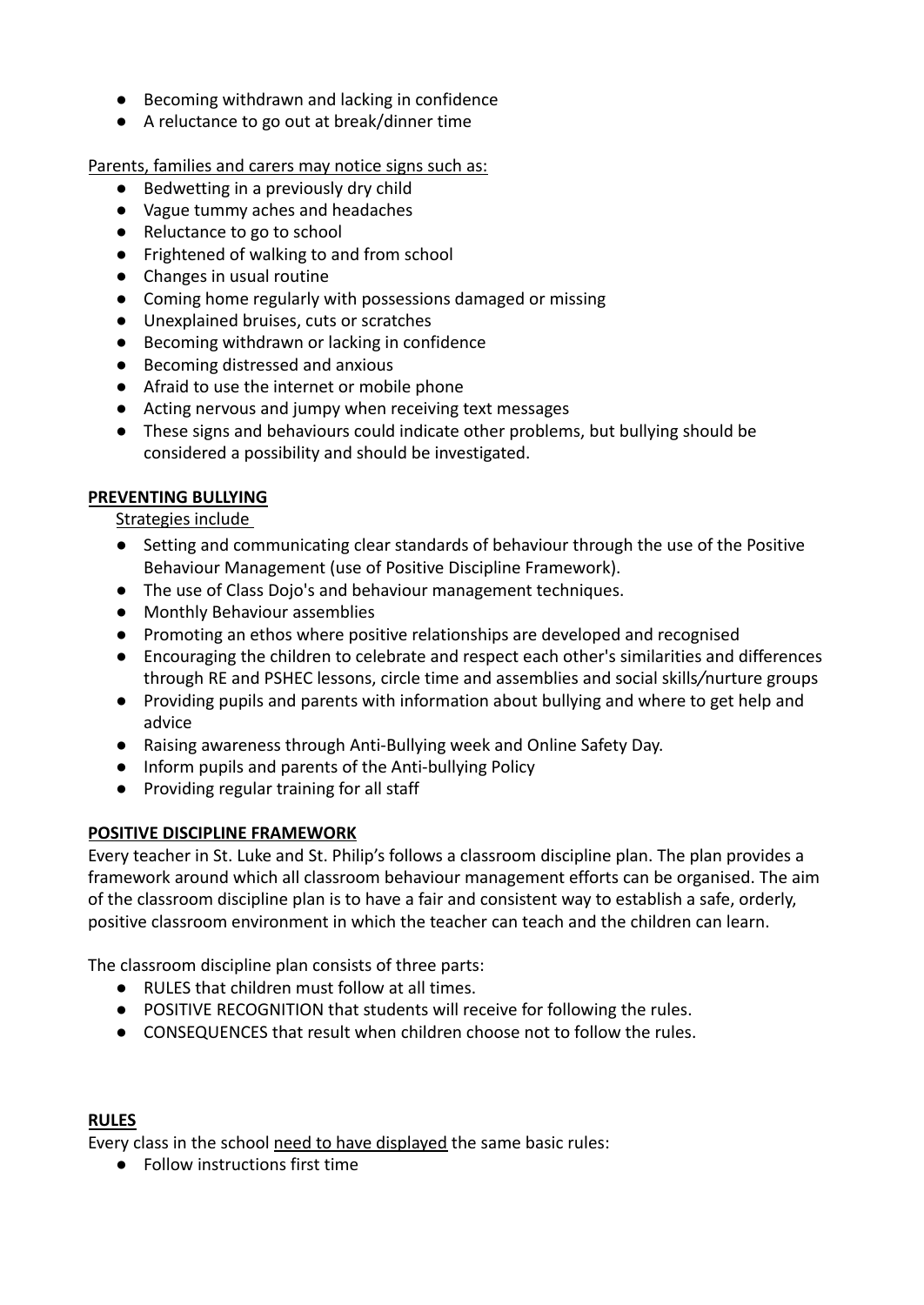- Becoming withdrawn and lacking in confidence
- A reluctance to go out at break/dinner time

Parents, families and carers may notice signs such as:

- Bedwetting in a previously dry child
- Vague tummy aches and headaches
- Reluctance to go to school
- Frightened of walking to and from school
- Changes in usual routine
- Coming home regularly with possessions damaged or missing
- Unexplained bruises, cuts or scratches
- Becoming withdrawn or lacking in confidence
- Becoming distressed and anxious
- Afraid to use the internet or mobile phone
- Acting nervous and jumpy when receiving text messages
- These signs and behaviours could indicate other problems, but bullying should be considered a possibility and should be investigated.

## PREVENTING BULLYING

Strategies include

- Setting and communicating clear standards of behaviour through the use of the Positive Behaviour Management (use of Positive Discipline Framework).
- The use of Class Dojo's and behaviour management techniques.
- Monthly Behaviour assemblies
- Promoting an ethos where positive relationships are developed and recognised
- Encouraging the children to celebrate and respect each other's similarities and differences through RE and PSHEC lessons, circle time and assemblies and social skills/nurture groups
- Providing pupils and parents with information about bullying and where to get help and advice
- Raising awareness through Anti-Bullying week and Online Safety Day.
- Inform pupils and parents of the Anti-bullying Policy
- Providing regular training for all staff

## POSITIVE DISCIPLINE FRAMEWORK

Every teacher in St. Luke and St. Philip's follows a classroom discipline plan. The plan provides a framework around which all classroom behaviour management efforts can be organised. The aim of the classroom discipline plan is to have a fair and consistent way to establish a safe, orderly, positive classroom environment in which the teacher can teach and the children can learn.

The classroom discipline plan consists of three parts:

- RULES that children must follow at all times.
- POSITIVE RECOGNITION that students will receive for following the rules.
- CONSEQUENCES that result when children choose not to follow the rules.

## RULES

Every class in the school need to have displayed the same basic rules:

- Follow instructions first time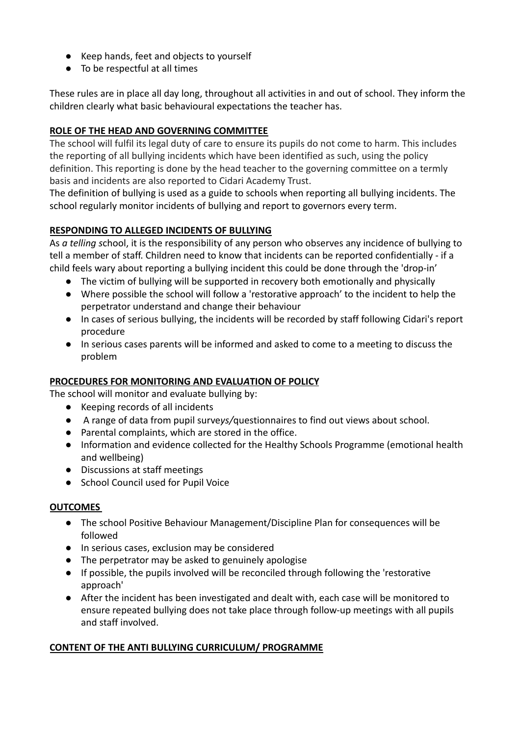- Keep hands, feet and objects to yourself
- To be respectful at all times

These rules are in place all day long, throughout all activities in and out of school. They inform the children clearly what basic behavioural expectations the teacher has.

## ROLE OF THE HEAD AND GOVERNING COMMITTEE

The school will fulfil its legal duty of care to ensure its pupils do not come to harm. This includes the reporting of all bullying incidents which have been identified as such, using the policy definition. This reporting is done by the head teacher to the governing committee on a termly basis and incidents are also reported to Cidari Academy Trust.

The definition of bullying is used as a guide to schools when reporting all bullying incidents. The school regularly monitor incidents of bullying and report to governors every term.

## RESPONDING TO ALLEGED INCIDENTS OF BULLYING

As *a telling s*chool, it is the responsibility of any person who observes any incidence of bullying to tell a member of staff. Children need to know that incidents can be reported confidentially - if a child feels wary about reporting a bullying incident this could be done through the 'drop-in'

- The victim of bullying will be supported in recovery both emotionally and physically
- Where possible the school will follow a 'restorative approach' to the incident to help the perpetrator understand and change their behaviour
- In cases of serious bullying, the incidents will be recorded by staff following Cidari's report procedure
- In serious cases parents will be informed and asked to come to a meeting to discuss the problem

## PROCEDURES FOR MONITORING AND EVALUATION OF POLICY

The school will monitor and evaluate bullying by:

- Keeping records of all incidents
- A range of data from pupil surve*ys/*questionnaires to find out views about school.
- Parental complaints, which are stored in the office.
- Information and evidence collected for the Healthy Schools Programme (emotional health and wellbeing)
- Discussions at staff meetings
- School Council used for Pupil Voice

## OUTCOMES

- The school Positive Behaviour Management/Discipline Plan for consequences will be followed
- In serious cases, exclusion may be considered
- The perpetrator may be asked to genuinely apologise
- If possible, the pupils involved will be reconciled through following the 'restorative approach'
- After the incident has been investigated and dealt with, each case will be monitored to ensure repeated bullying does not take place through follow-up meetings with all pupils and staff involved.

## CONTENT OF THE ANTI BULLYING CURRICULUM/ PROGRAMME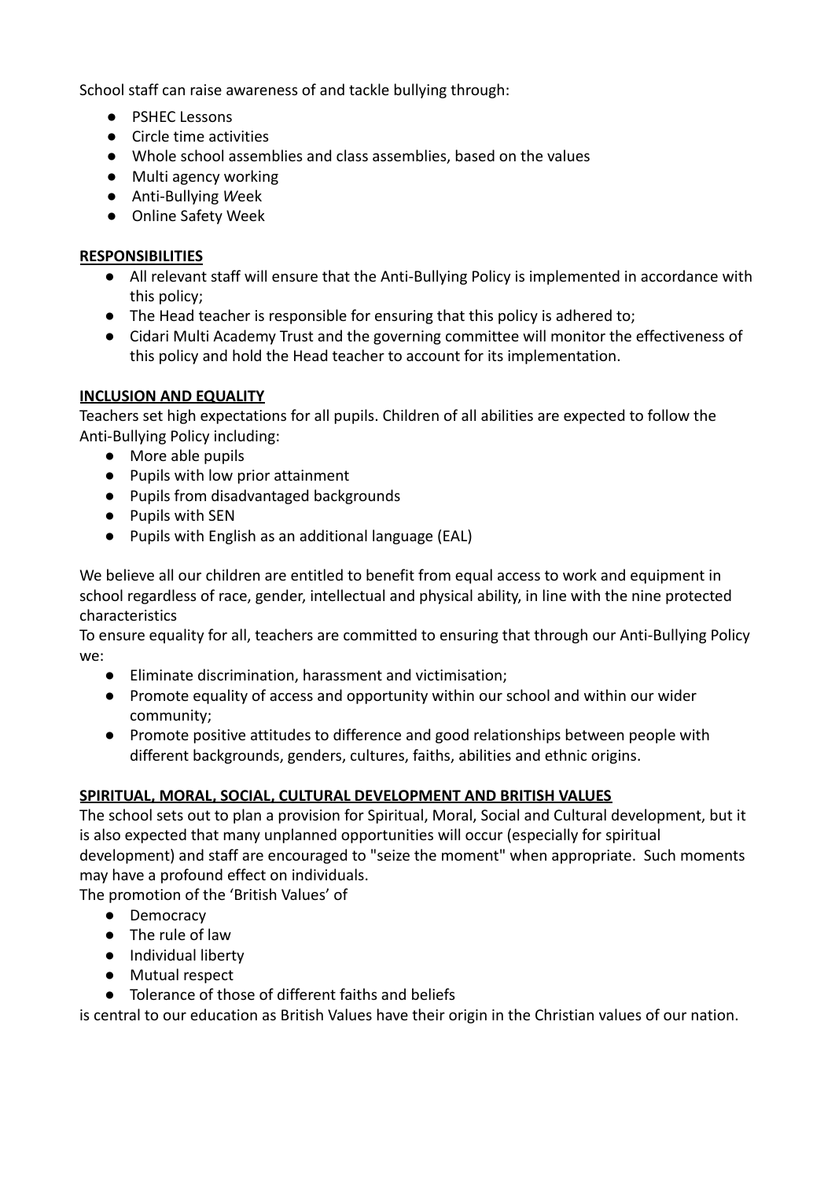School staff can raise awareness of and tackle bullying through:

- PSHEC Lessons
- Circle time activities
- Whole school assemblies and class assemblies, based on the values
- Multi agency working
- Anti-Bullying *W*eek
- Online Safety Week

**RESPONSIBILITIES**

- All relevant staff will ensure that the Anti-Bullying Policy is implemented in accordance with this policy;
- The Head teacher is responsible for ensuring that this policy is adhered to;
- Cidari Multi Academy Trust and the governing committee will monitor the effectiveness of this policy and hold the Head teacher to account for its implementation.

**INCLUSION AND EQUALITY**

Teachers set high expectations for all pupils. Children of all abilities are expected to follow the Anti-Bullying Policy including:

- More able pupils
- Pupils with low prior attainment
- Pupils from disadvantaged backgrounds
- Pupils with SEN
- Pupils with English as an additional language (EAL)

We believe all our children are entitled to benefit from equal access to work and equipment in school regardless of race, gender, intellectual and physical ability, in line with the nine protected characteristics

To ensure equality for all, teachers are committed to ensuring that through our Anti-Bullying Policy we:

- Eliminate discrimination, harassment and victimisation;
- Promote equality of access and opportunity within our school and within our wider community;
- Promote positive attitudes to difference and good relationships between people with different backgrounds, genders, cultures, faiths, abilities and ethnic origins.

**SPIRITUAL, MORAL, SOCIAL, CULTURAL DEVELOPMENT AND BRITISH VALUES**

The school sets out to plan a provision for Spiritual, Moral, Social and Cultural development, but it is also expected that many unplanned opportunities will occur (especially for spiritual development) and staff are encouraged to "seize the moment" when appropriate. Such moments may have a profound effect on individuals.

The promotion of the 'British Values' of

- Democracy
- The rule of law
- Individual liberty
- Mutual respect
- Tolerance of those of different faiths and beliefs

is central to our education as British Values have their origin in the Christian values of our nation.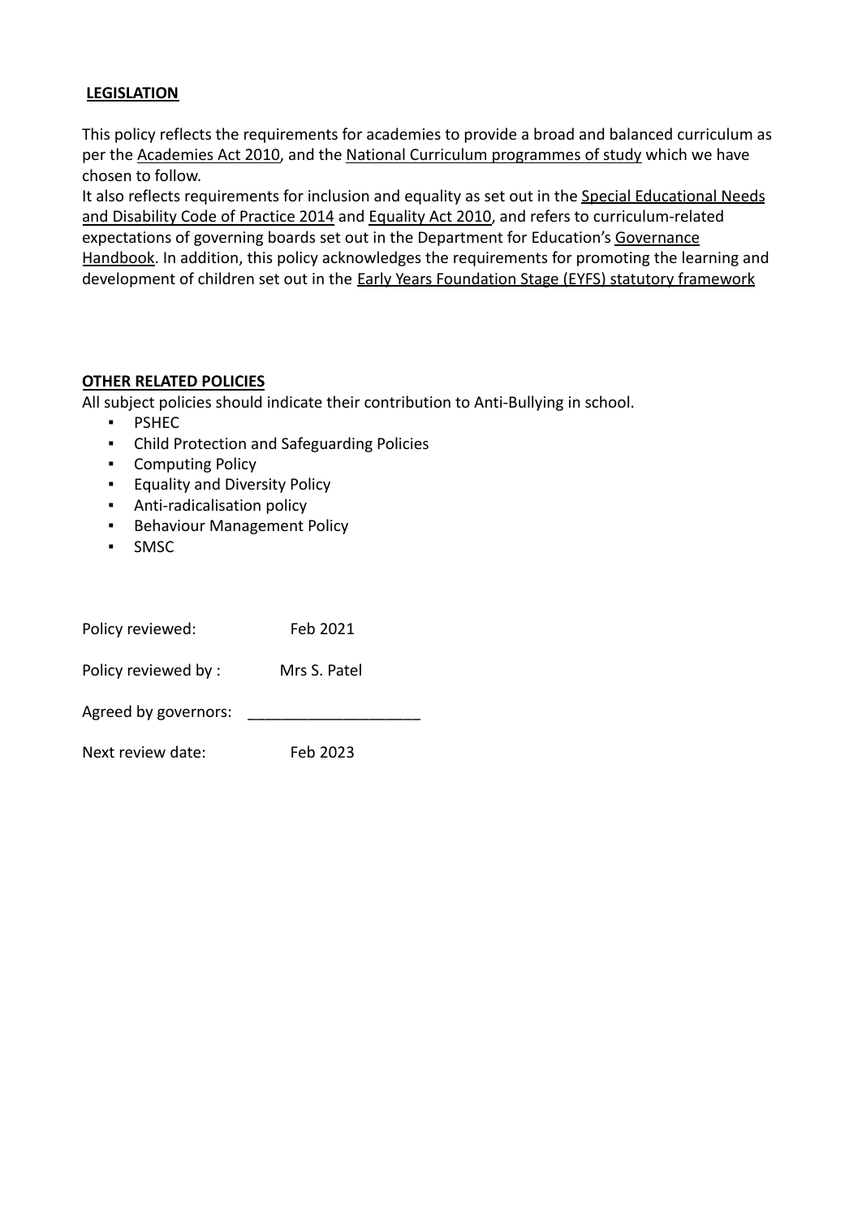## LEGISLATION

This policy reflects the requirements for academies to provide a broad and balanced curriculum as per the Academies Act 2010, and the National Curriculum programmes of study which we have chosen to follow.

It also reflects requirements for inclusion and equality as set out in the Special Educational Needs and Disability Code of Practice 2014 and Equality Act 2010, and refers to curriculum-related expectations of governing boards set out in the Department for Education's Governance Handbook. In addition, this policy acknowledges the requirements for promoting the learning and development of children set out in the Early Years Foundation Stage (EYFS) statutory framework

## OTHER RELATED POLICIES

All subject policies should indicate their contribution to Anti-Bullying in school.

- PSHEC
- Child Protection and Safeguarding Policies
- Computing Policy
- Equality and Diversity Policy
- Anti-radicalisation policy
- Behaviour Management Policy
- SMSC

Policy reviewed: Feb 2021

Policy reviewed by : Mrs S. Patel

Agreed by governors: ____________________

Next review date: Feb 2023